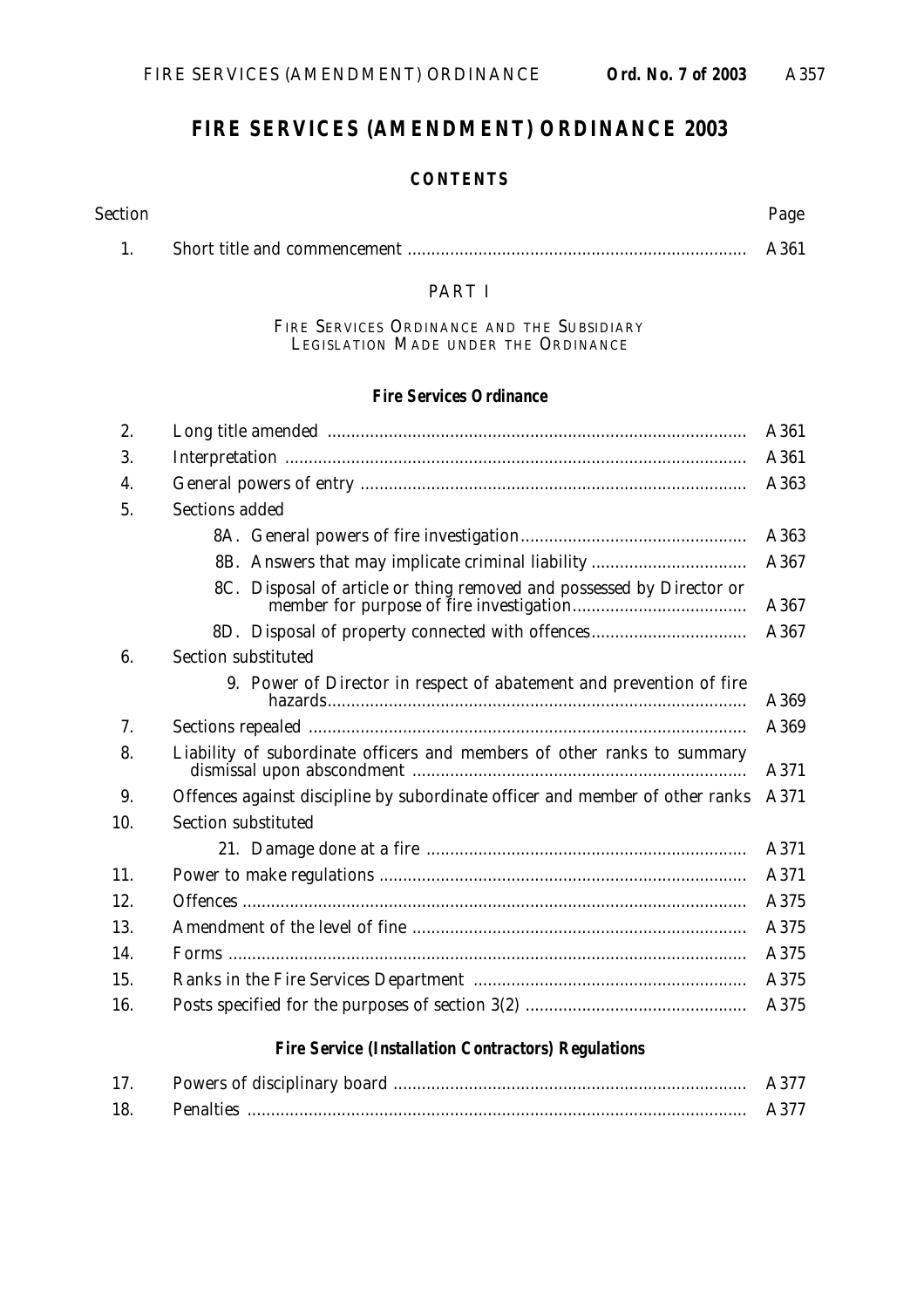# FIRE SERVICES (AMENDMENT) ORDINANCE 2003

## CONTENTS

| Section | | Page |
|---|---|---|
| 1. | Short title and commencement | A361 |

### PART I

#### FIRE SERVICES ORDINANCE AND THE SUBSIDIARY LEGISLATION MADE UNDER THE ORDINANCE

#### *Fire Services Ordinance*

| Section | | Page |
|---|---|---|
| 2. | Long title amended | A361 |
| 3. | Interpretation | A361 |
| 4. | General powers of entry | A363 |
| 5. | Sections added | |
| | 8A. General powers of fire investigation | A363 |
| | 8B. Answers that may implicate criminal liability | A367 |
| | 8C. Disposal of article or thing removed and possessed by Director or member for purpose of fire investigation | A367 |
| | 8D. Disposal of property connected with offences | A367 |
| 6. | Section substituted | |
| | 9. Power of Director in respect of abatement and prevention of fire hazards | A369 |
| 7. | Sections repealed | A369 |
| 8. | Liability of subordinate officers and members of other ranks to summary dismissal upon abscondment | A371 |
| 9. | Offences against discipline by subordinate officer and member of other ranks | A371 |
| 10. | Section substituted | |
| | 21. Damage done at a fire | A371 |
| 11. | Power to make regulations | A371 |
| 12. | Offences | A375 |
| 13. | Amendment of the level of fine | A375 |
| 14. | Forms | A375 |
| 15. | Ranks in the Fire Services Department | A375 |
| 16. | Posts specified for the purposes of section 3(2) | A375 |

#### *Fire Service (Installation Contractors) Regulations*

| Section | | Page |
|---|---|---|
| 17. | Powers of disciplinary board | A377 |
| 18. | Penalties | A377 |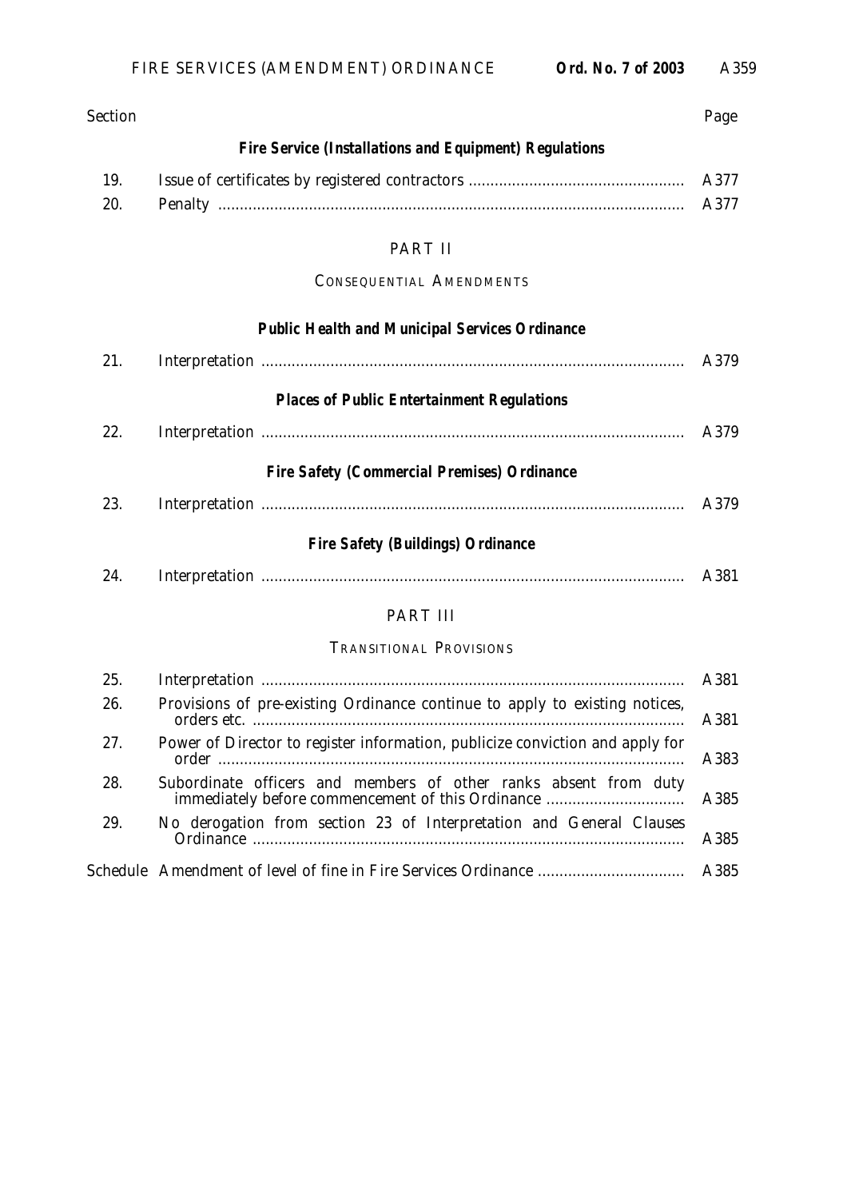| Section | | Page |
|---|---|---|
| | ***Fire Service (Installations and Equipment) Regulations*** | |
| 19. | Issue of certificates by registered contractors | A377 |
| 20. | Penalty | A377 |

## PART II

### CONSEQUENTIAL AMENDMENTS

| Section | | Page |
|---|---|---|
| | ***Public Health and Municipal Services Ordinance*** | |
| 21. | Interpretation | A379 |
| | ***Places of Public Entertainment Regulations*** | |
| 22. | Interpretation | A379 |
| | ***Fire Safety (Commercial Premises) Ordinance*** | |
| 23. | Interpretation | A379 |
| | ***Fire Safety (Buildings) Ordinance*** | |
| 24. | Interpretation | A381 |

## PART III

### TRANSITIONAL PROVISIONS

| Section | | Page |
|---|---|---|
| 25. | Interpretation | A381 |
| 26. | Provisions of pre-existing Ordinance continue to apply to existing notices, orders etc. | A381 |
| 27. | Power of Director to register information, publicize conviction and apply for order | A383 |
| 28. | Subordinate officers and members of other ranks absent from duty immediately before commencement of this Ordinance | A385 |
| 29. | No derogation from section 23 of Interpretation and General Clauses Ordinance | A385 |
| Schedule | Amendment of level of fine in Fire Services Ordinance | A385 |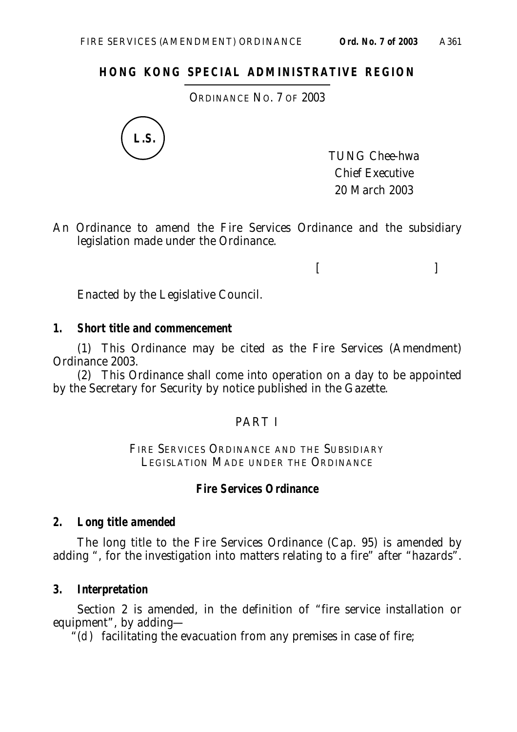# HONG KONG SPECIAL ADMINISTRATIVE REGION

ORDINANCE NO. 7 OF 2003

L.S.

TUNG Chee-hwa
Chief Executive
20 March 2003

An Ordinance to amend the Fire Services Ordinance and the subsidiary legislation made under the Ordinance.

[ ]

Enacted by the Legislative Council.

**1. Short title and commencement**

(1) This Ordinance may be cited as the Fire Services (Amendment) Ordinance 2003.

(2) This Ordinance shall come into operation on a day to be appointed by the Secretary for Security by notice published in the Gazette.

## PART I

### FIRE SERVICES ORDINANCE AND THE SUBSIDIARY LEGISLATION MADE UNDER THE ORDINANCE

***Fire Services Ordinance***

**2. Long title amended**

The long title to the Fire Services Ordinance (Cap. 95) is amended by adding ", for the investigation into matters relating to a fire" after "hazards".

**3. Interpretation**

Section 2 is amended, in the definition of "fire service installation or equipment", by adding—

"(*d*) facilitating the evacuation from any premises in case of fire;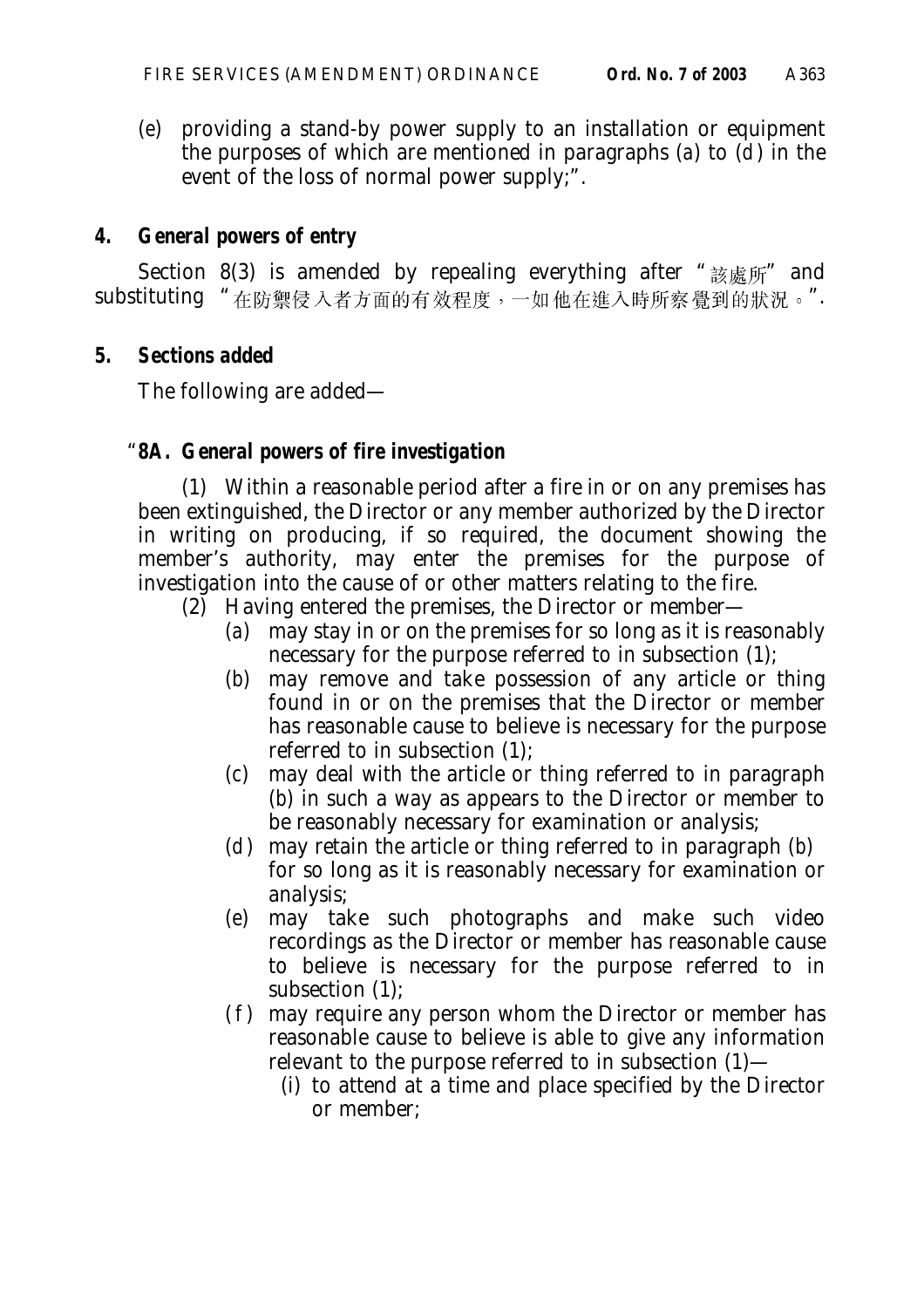(e) providing a stand-by power supply to an installation or equipment the purposes of which are mentioned in paragraphs (a) to (d) in the event of the loss of normal power supply;".

**4. General powers of entry**

Section 8(3) is amended by repealing everything after "該處所" and substituting "在防禦侵入者方面的有效程度，一如他在進入時所察覺到的狀況。".

**5. Sections added**

The following are added—

"**8A. General powers of fire investigation**

(1) Within a reasonable period after a fire in or on any premises has been extinguished, the Director or any member authorized by the Director in writing on producing, if so required, the document showing the member's authority, may enter the premises for the purpose of investigation into the cause of or other matters relating to the fire.

(2) Having entered the premises, the Director or member—

(a) may stay in or on the premises for so long as it is reasonably necessary for the purpose referred to in subsection (1);

(b) may remove and take possession of any article or thing found in or on the premises that the Director or member has reasonable cause to believe is necessary for the purpose referred to in subsection (1);

(c) may deal with the article or thing referred to in paragraph (b) in such a way as appears to the Director or member to be reasonably necessary for examination or analysis;

(d) may retain the article or thing referred to in paragraph (b) for so long as it is reasonably necessary for examination or analysis;

(e) may take such photographs and make such video recordings as the Director or member has reasonable cause to believe is necessary for the purpose referred to in subsection (1);

(f) may require any person whom the Director or member has reasonable cause to believe is able to give any information relevant to the purpose referred to in subsection (1)—

(i) to attend at a time and place specified by the Director or member;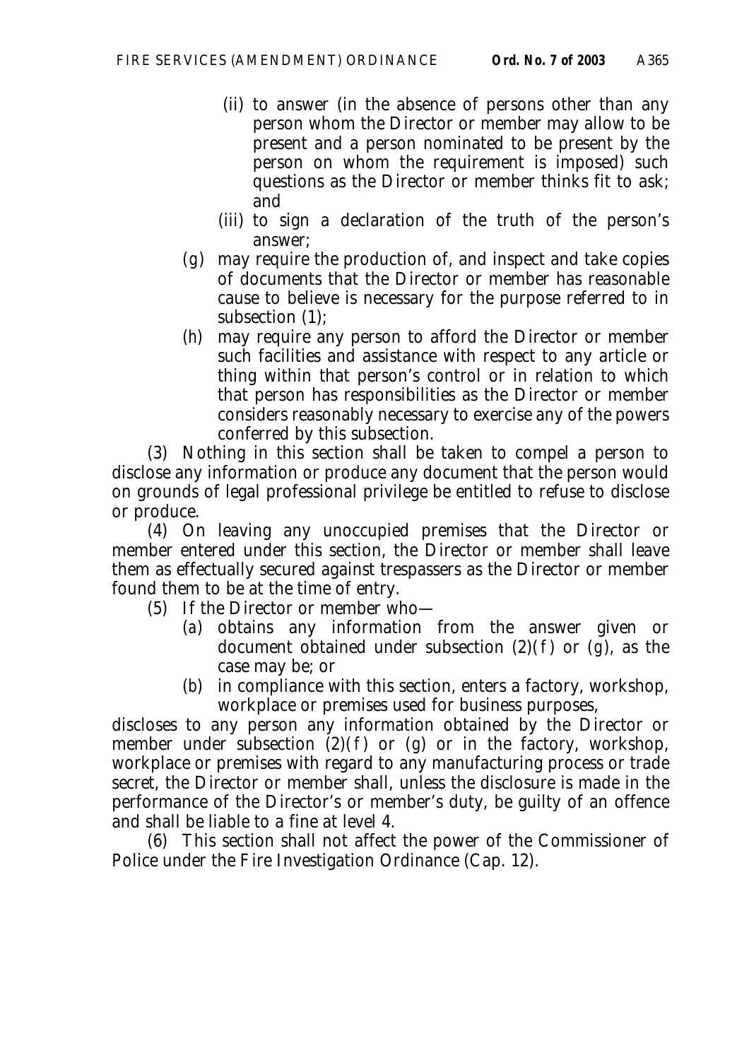(ii) to answer (in the absence of persons other than any person whom the Director or member may allow to be present and a person nominated to be present by the person on whom the requirement is imposed) such questions as the Director or member thinks fit to ask; and

(iii) to sign a declaration of the truth of the person's answer;

(*g*) may require the production of, and inspect and take copies of documents that the Director or member has reasonable cause to believe is necessary for the purpose referred to in subsection (1);

(*h*) may require any person to afford the Director or member such facilities and assistance with respect to any article or thing within that person's control or in relation to which that person has responsibilities as the Director or member considers reasonably necessary to exercise any of the powers conferred by this subsection.

(3) Nothing in this section shall be taken to compel a person to disclose any information or produce any document that the person would on grounds of legal professional privilege be entitled to refuse to disclose or produce.

(4) On leaving any unoccupied premises that the Director or member entered under this section, the Director or member shall leave them as effectually secured against trespassers as the Director or member found them to be at the time of entry.

(5) If the Director or member who—

(*a*) obtains any information from the answer given or document obtained under subsection (2)(*f*) or (*g*), as the case may be; or

(*b*) in compliance with this section, enters a factory, workshop, workplace or premises used for business purposes,

discloses to any person any information obtained by the Director or member under subsection (2)(*f*) or (*g*) or in the factory, workshop, workplace or premises with regard to any manufacturing process or trade secret, the Director or member shall, unless the disclosure is made in the performance of the Director's or member's duty, be guilty of an offence and shall be liable to a fine at level 4.

(6) This section shall not affect the power of the Commissioner of Police under the Fire Investigation Ordinance (Cap. 12).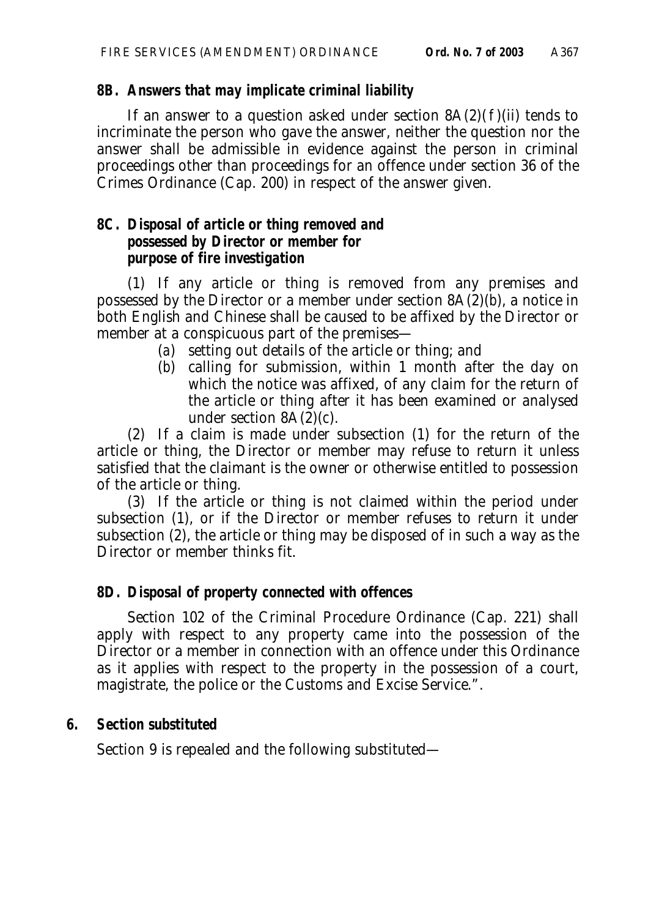**8B. Answers that may implicate criminal liability**

If an answer to a question asked under section 8A(2)(*f*)(ii) tends to incriminate the person who gave the answer, neither the question nor the answer shall be admissible in evidence against the person in criminal proceedings other than proceedings for an offence under section 36 of the Crimes Ordinance (Cap. 200) in respect of the answer given.

**8C. Disposal of article or thing removed and possessed by Director or member for purpose of fire investigation**

(1) If any article or thing is removed from any premises and possessed by the Director or a member under section 8A(2)(*b*), a notice in both English and Chinese shall be caused to be affixed by the Director or member at a conspicuous part of the premises—

(*a*) setting out details of the article or thing; and

(*b*) calling for submission, within 1 month after the day on which the notice was affixed, of any claim for the return of the article or thing after it has been examined or analysed under section 8A(2)(*c*).

(2) If a claim is made under subsection (1) for the return of the article or thing, the Director or member may refuse to return it unless satisfied that the claimant is the owner or otherwise entitled to possession of the article or thing.

(3) If the article or thing is not claimed within the period under subsection (1), or if the Director or member refuses to return it under subsection (2), the article or thing may be disposed of in such a way as the Director or member thinks fit.

**8D. Disposal of property connected with offences**

Section 102 of the Criminal Procedure Ordinance (Cap. 221) shall apply with respect to any property came into the possession of the Director or a member in connection with an offence under this Ordinance as it applies with respect to the property in the possession of a court, magistrate, the police or the Customs and Excise Service.".

**6. Section substituted**

Section 9 is repealed and the following substituted—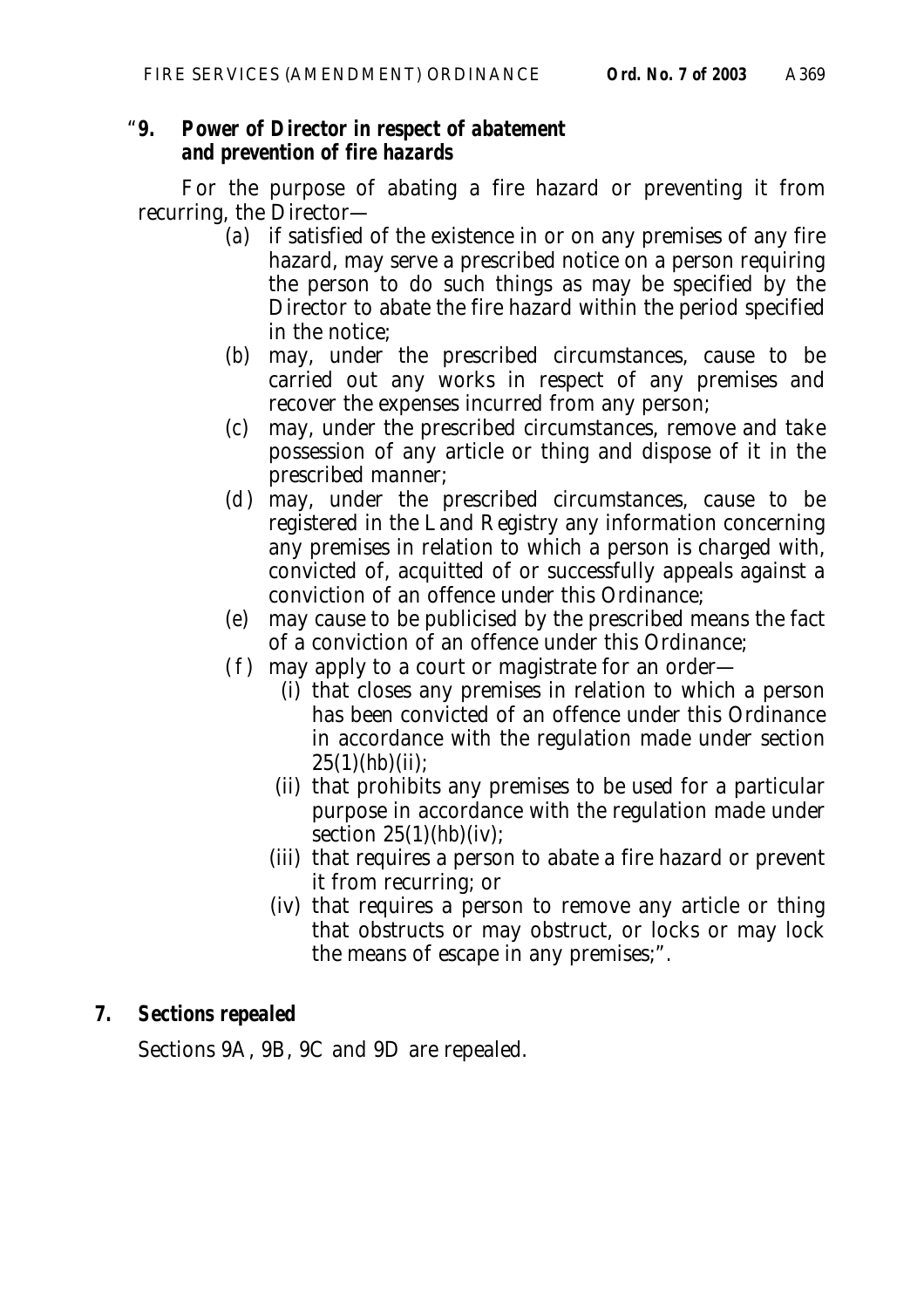"**9. Power of Director in respect of abatement and prevention of fire hazards**

For the purpose of abating a fire hazard or preventing it from recurring, the Director—

(*a*) if satisfied of the existence in or on any premises of any fire hazard, may serve a prescribed notice on a person requiring the person to do such things as may be specified by the Director to abate the fire hazard within the period specified in the notice;

(*b*) may, under the prescribed circumstances, cause to be carried out any works in respect of any premises and recover the expenses incurred from any person;

(*c*) may, under the prescribed circumstances, remove and take possession of any article or thing and dispose of it in the prescribed manner;

(*d*) may, under the prescribed circumstances, cause to be registered in the Land Registry any information concerning any premises in relation to which a person is charged with, convicted of, acquitted of or successfully appeals against a conviction of an offence under this Ordinance;

(*e*) may cause to be publicised by the prescribed means the fact of a conviction of an offence under this Ordinance;

(*f*) may apply to a court or magistrate for an order—

(i) that closes any premises in relation to which a person has been convicted of an offence under this Ordinance in accordance with the regulation made under section 25(1)(*hb*)(ii);

(ii) that prohibits any premises to be used for a particular purpose in accordance with the regulation made under section 25(1)(*hb*)(iv);

(iii) that requires a person to abate a fire hazard or prevent it from recurring; or

(iv) that requires a person to remove any article or thing that obstructs or may obstruct, or locks or may lock the means of escape in any premises;".

## 7. Sections repealed

Sections 9A, 9B, 9C and 9D are repealed.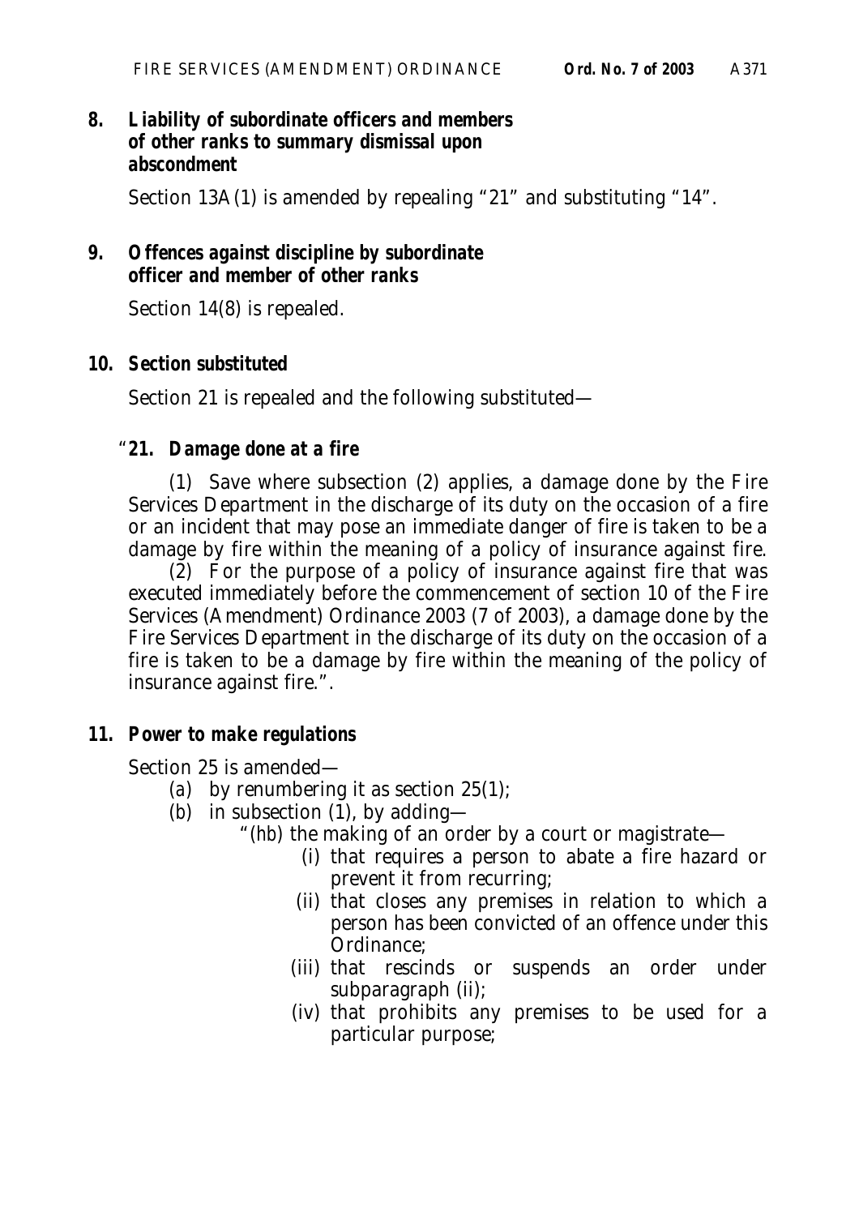**8. Liability of subordinate officers and members of other ranks to summary dismissal upon abscondment**

Section 13A(1) is amended by repealing "21" and substituting "14".

**9. Offences against discipline by subordinate officer and member of other ranks**

Section 14(8) is repealed.

**10. Section substituted**

Section 21 is repealed and the following substituted—

"**21. Damage done at a fire**

(1) Save where subsection (2) applies, a damage done by the Fire Services Department in the discharge of its duty on the occasion of a fire or an incident that may pose an immediate danger of fire is taken to be a damage by fire within the meaning of a policy of insurance against fire.

(2) For the purpose of a policy of insurance against fire that was executed immediately before the commencement of section 10 of the Fire Services (Amendment) Ordinance 2003 (7 of 2003), a damage done by the Fire Services Department in the discharge of its duty on the occasion of a fire is taken to be a damage by fire within the meaning of the policy of insurance against fire.".

**11. Power to make regulations**

Section 25 is amended—

(*a*) by renumbering it as section 25(1);

(*b*) in subsection (1), by adding—

"(*hb*) the making of an order by a court or magistrate—

(i) that requires a person to abate a fire hazard or prevent it from recurring;

(ii) that closes any premises in relation to which a person has been convicted of an offence under this Ordinance;

(iii) that rescinds or suspends an order under subparagraph (ii);

(iv) that prohibits any premises to be used for a particular purpose;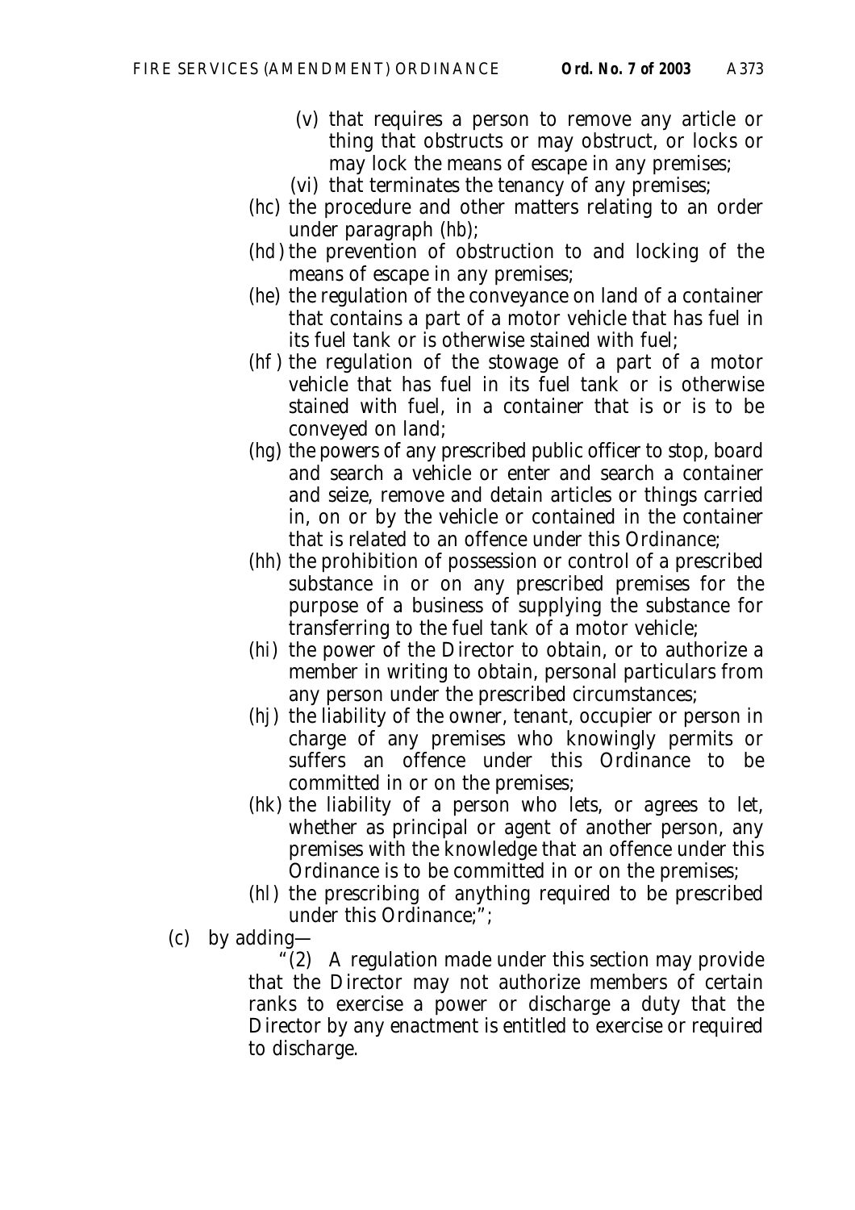(v) that requires a person to remove any article or thing that obstructs or may obstruct, or locks or may lock the means of escape in any premises;

(vi) that terminates the tenancy of any premises;

(*hc*) the procedure and other matters relating to an order under paragraph (*hb*);

(*hd*) the prevention of obstruction to and locking of the means of escape in any premises;

(*he*) the regulation of the conveyance on land of a container that contains a part of a motor vehicle that has fuel in its fuel tank or is otherwise stained with fuel;

(*hf*) the regulation of the stowage of a part of a motor vehicle that has fuel in its fuel tank or is otherwise stained with fuel, in a container that is or is to be conveyed on land;

(*hg*) the powers of any prescribed public officer to stop, board and search a vehicle or enter and search a container and seize, remove and detain articles or things carried in, on or by the vehicle or contained in the container that is related to an offence under this Ordinance;

(*hh*) the prohibition of possession or control of a prescribed substance in or on any prescribed premises for the purpose of a business of supplying the substance for transferring to the fuel tank of a motor vehicle;

(*hi*) the power of the Director to obtain, or to authorize a member in writing to obtain, personal particulars from any person under the prescribed circumstances;

(*hj*) the liability of the owner, tenant, occupier or person in charge of any premises who knowingly permits or suffers an offence under this Ordinance to be committed in or on the premises;

(*hk*) the liability of a person who lets, or agrees to let, whether as principal or agent of another person, any premises with the knowledge that an offence under this Ordinance is to be committed in or on the premises;

(*hl*) the prescribing of anything required to be prescribed under this Ordinance;";

(*c*) by adding—

"(2) A regulation made under this section may provide that the Director may not authorize members of certain ranks to exercise a power or discharge a duty that the Director by any enactment is entitled to exercise or required to discharge.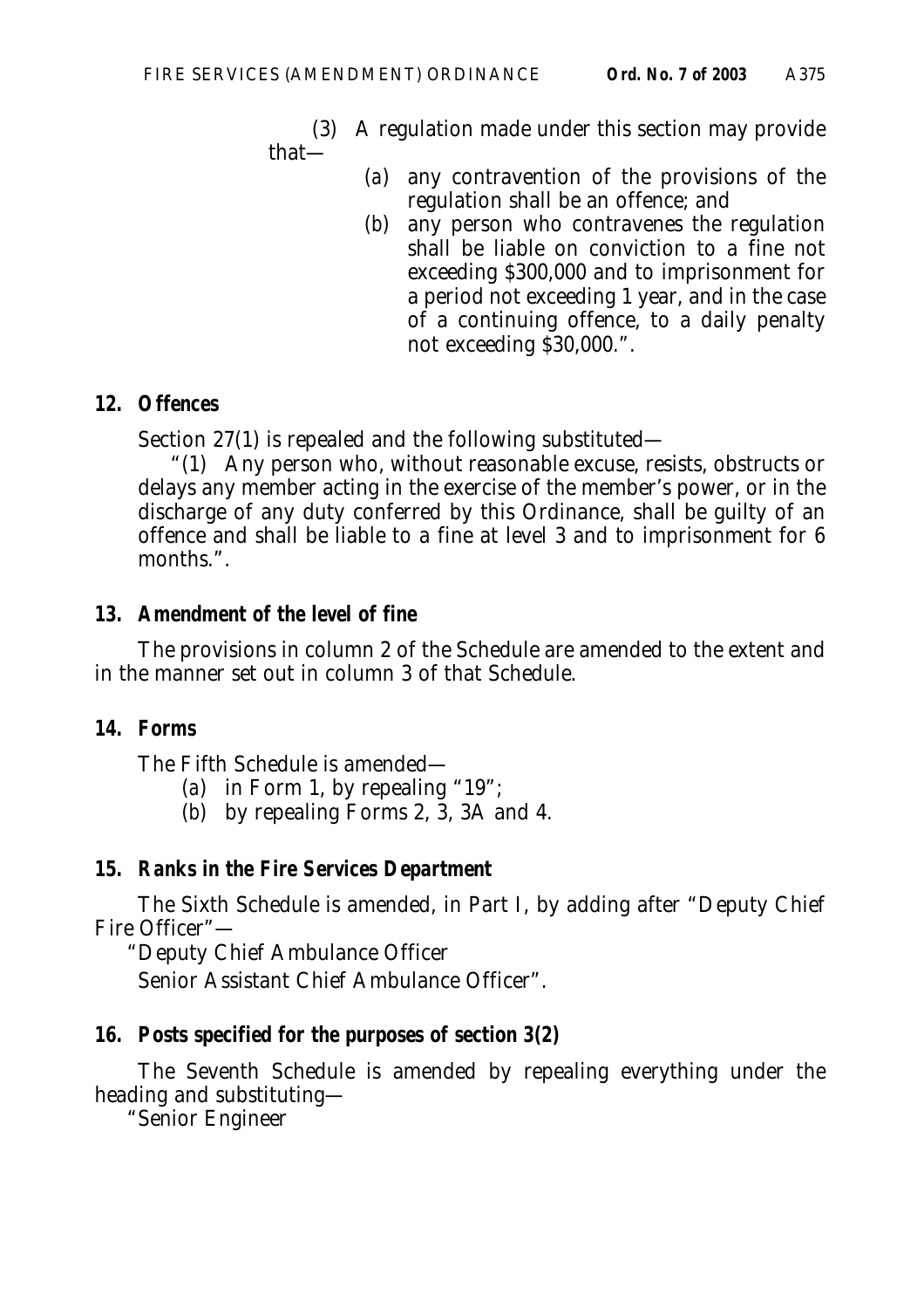(3) A regulation made under this section may provide that—

(*a*) any contravention of the provisions of the regulation shall be an offence; and

(*b*) any person who contravenes the regulation shall be liable on conviction to a fine not exceeding $300,000 and to imprisonment for a period not exceeding 1 year, and in the case of a continuing offence, to a daily penalty not exceeding $30,000.".

**12. Offences**

Section 27(1) is repealed and the following substituted—

"(1) Any person who, without reasonable excuse, resists, obstructs or delays any member acting in the exercise of the member's power, or in the discharge of any duty conferred by this Ordinance, shall be guilty of an offence and shall be liable to a fine at level 3 and to imprisonment for 6 months.".

**13. Amendment of the level of fine**

The provisions in column 2 of the Schedule are amended to the extent and in the manner set out in column 3 of that Schedule.

**14. Forms**

The Fifth Schedule is amended—

(*a*) in Form 1, by repealing "19";

(*b*) by repealing Forms 2, 3, 3A and 4.

**15. Ranks in the Fire Services Department**

The Sixth Schedule is amended, in Part I, by adding after "Deputy Chief Fire Officer"—

"Deputy Chief Ambulance Officer

Senior Assistant Chief Ambulance Officer".

**16. Posts specified for the purposes of section 3(2)**

The Seventh Schedule is amended by repealing everything under the heading and substituting—

"Senior Engineer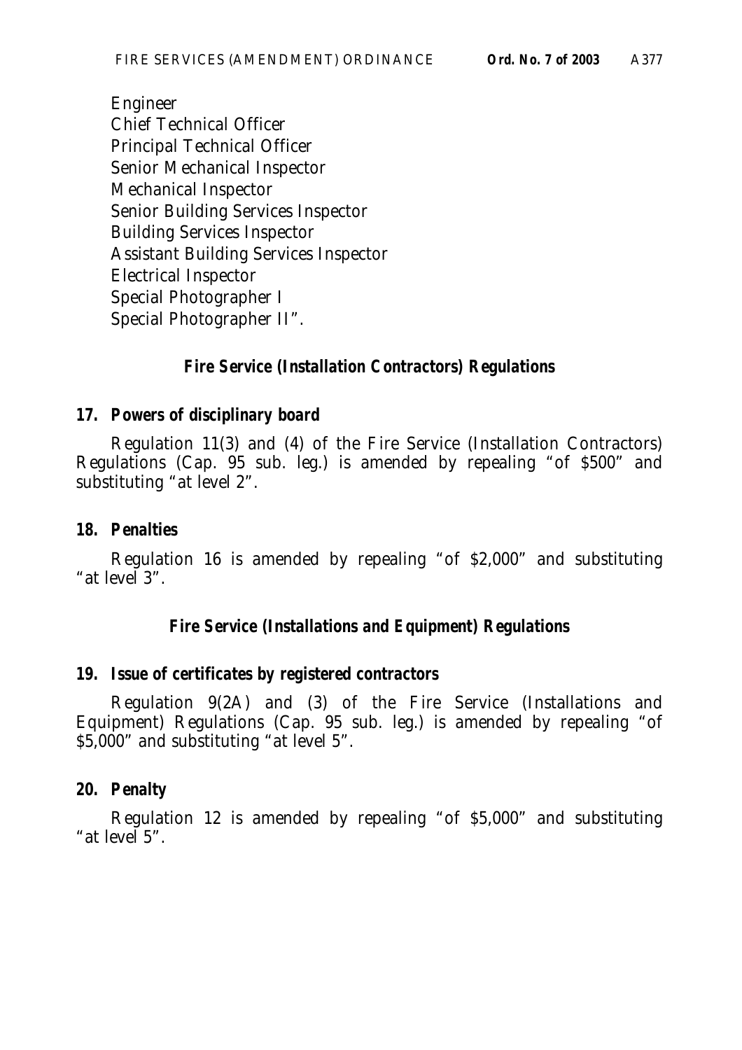Engineer
Chief Technical Officer
Principal Technical Officer
Senior Mechanical Inspector
Mechanical Inspector
Senior Building Services Inspector
Building Services Inspector
Assistant Building Services Inspector
Electrical Inspector
Special Photographer I
Special Photographer II".

### *Fire Service (Installation Contractors) Regulations*

**17. Powers of disciplinary board**

Regulation 11(3) and (4) of the Fire Service (Installation Contractors) Regulations (Cap. 95 sub. leg.) is amended by repealing "of $500" and substituting "at level 2".

**18. Penalties**

Regulation 16 is amended by repealing "of $2,000" and substituting "at level 3".

### *Fire Service (Installations and Equipment) Regulations*

**19. Issue of certificates by registered contractors**

Regulation 9(2A) and (3) of the Fire Service (Installations and Equipment) Regulations (Cap. 95 sub. leg.) is amended by repealing "of $5,000" and substituting "at level 5".

**20. Penalty**

Regulation 12 is amended by repealing "of $5,000" and substituting "at level 5".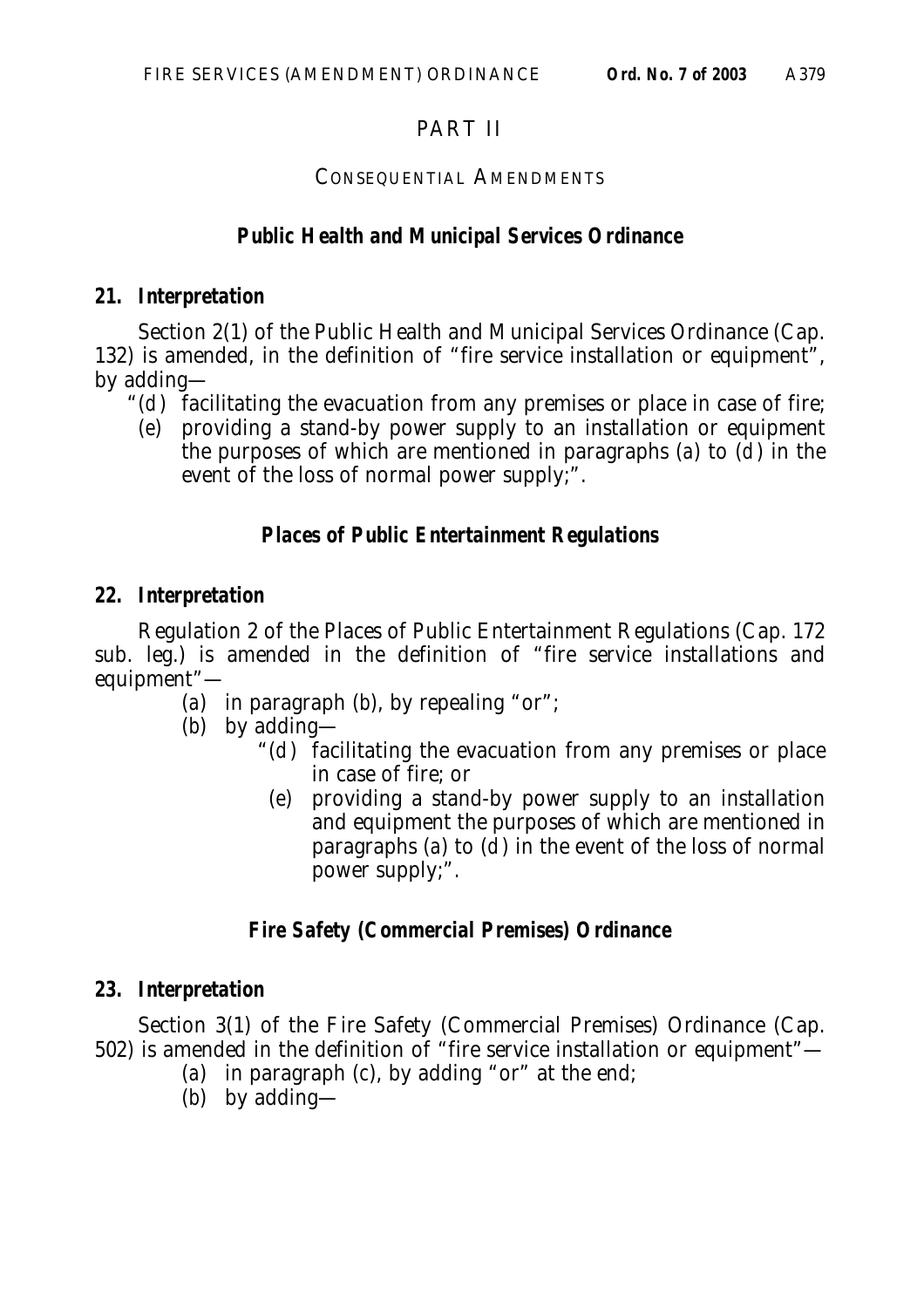## PART II

### CONSEQUENTIAL AMENDMENTS

### *Public Health and Municipal Services Ordinance*

**21. *Interpretation***

Section 2(1) of the Public Health and Municipal Services Ordinance (Cap. 132) is amended, in the definition of "fire service installation or equipment", by adding—

"(*d*) facilitating the evacuation from any premises or place in case of fire;

(*e*) providing a stand-by power supply to an installation or equipment the purposes of which are mentioned in paragraphs (*a*) to (*d*) in the event of the loss of normal power supply;".

### *Places of Public Entertainment Regulations*

**22. *Interpretation***

Regulation 2 of the Places of Public Entertainment Regulations (Cap. 172 sub. leg.) is amended in the definition of "fire service installations and equipment"—

(*a*) in paragraph (*b*), by repealing "or";

(*b*) by adding—

"(*d*) facilitating the evacuation from any premises or place in case of fire; or

(*e*) providing a stand-by power supply to an installation and equipment the purposes of which are mentioned in paragraphs (*a*) to (*d*) in the event of the loss of normal power supply;".

### *Fire Safety (Commercial Premises) Ordinance*

**23. *Interpretation***

Section 3(1) of the Fire Safety (Commercial Premises) Ordinance (Cap. 502) is amended in the definition of "fire service installation or equipment"—

(*a*) in paragraph (*c*), by adding "or" at the end;

(*b*) by adding—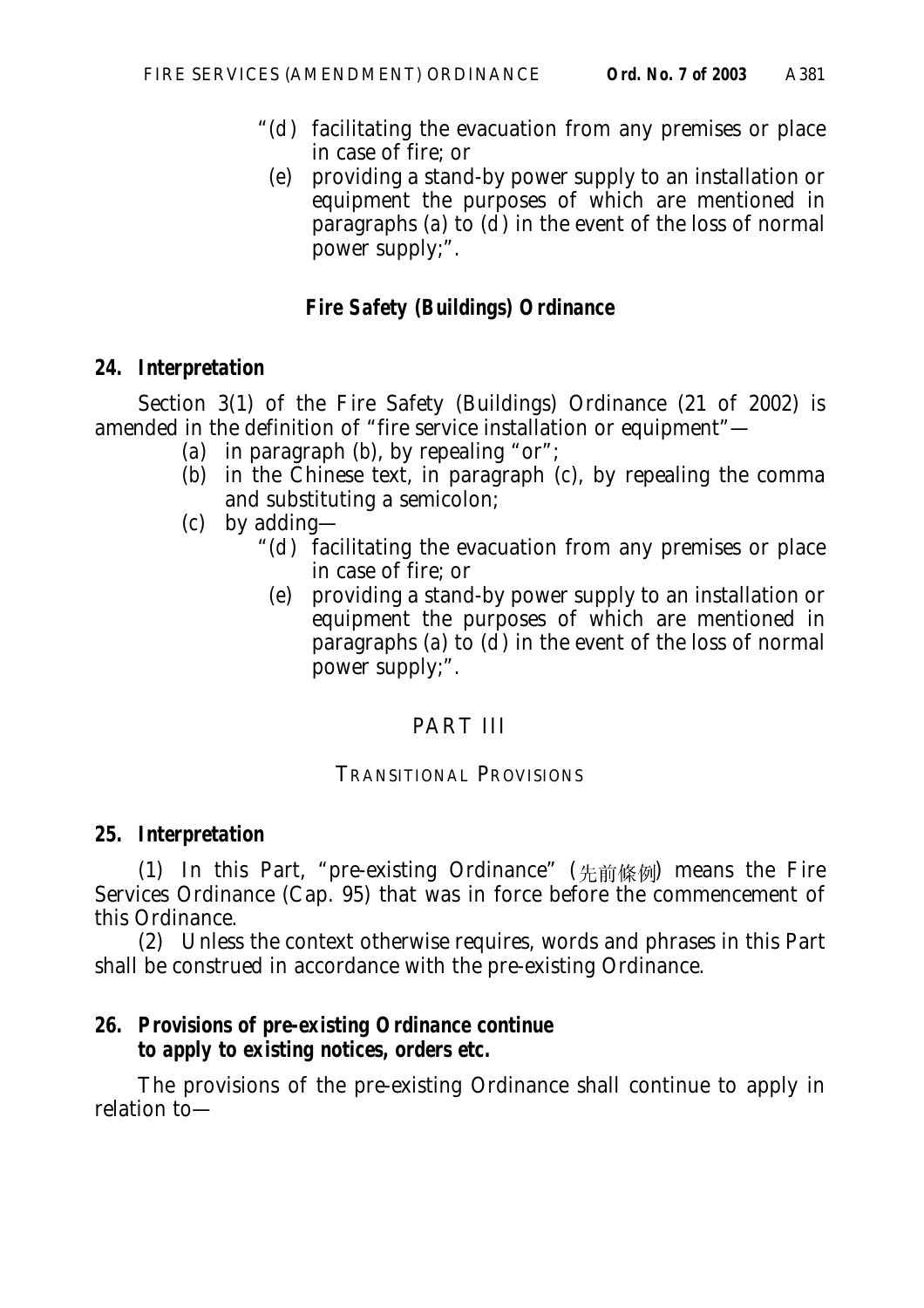"(*d*) facilitating the evacuation from any premises or place in case of fire; or

(*e*) providing a stand-by power supply to an installation or equipment the purposes of which are mentioned in paragraphs (*a*) to (*d*) in the event of the loss of normal power supply;".

### *Fire Safety (Buildings) Ordinance*

**24. *Interpretation***

Section 3(1) of the Fire Safety (Buildings) Ordinance (21 of 2002) is amended in the definition of "fire service installation or equipment"—

(*a*) in paragraph (*b*), by repealing "or";

(*b*) in the Chinese text, in paragraph (*c*), by repealing the comma and substituting a semicolon;

(*c*) by adding—

"(*d*) facilitating the evacuation from any premises or place in case of fire; or

(*e*) providing a stand-by power supply to an installation or equipment the purposes of which are mentioned in paragraphs (*a*) to (*d*) in the event of the loss of normal power supply;".

## PART III

### TRANSITIONAL PROVISIONS

**25. *Interpretation***

(1) In this Part, "pre-existing Ordinance" (先前條例) means the Fire Services Ordinance (Cap. 95) that was in force before the commencement of this Ordinance.

(2) Unless the context otherwise requires, words and phrases in this Part shall be construed in accordance with the pre-existing Ordinance.

**26. *Provisions of pre-existing Ordinance continue to apply to existing notices, orders etc.***

The provisions of the pre-existing Ordinance shall continue to apply in relation to—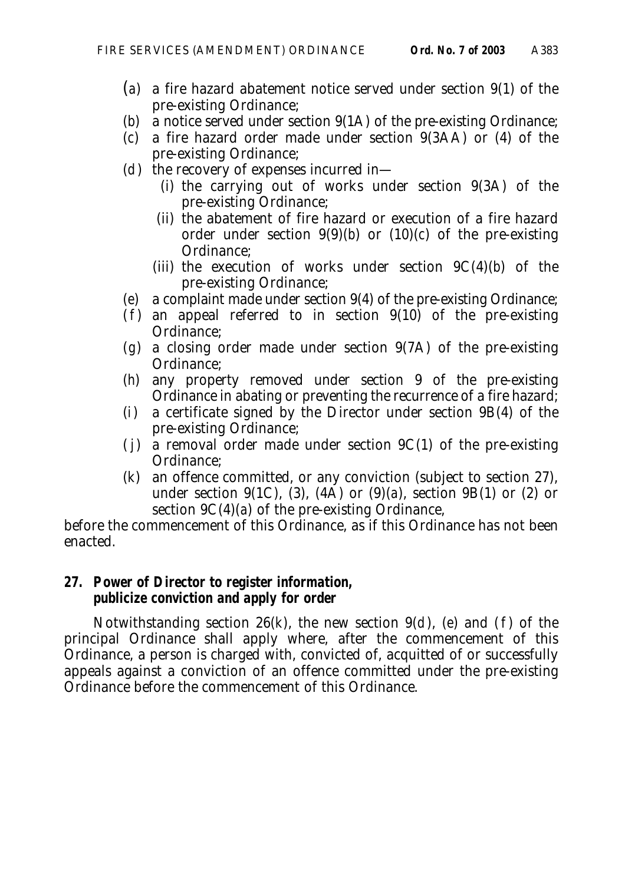- (*a*) a fire hazard abatement notice served under section 9(1) of the pre-existing Ordinance;
- (*b*) a notice served under section 9(1A) of the pre-existing Ordinance;
- (*c*) a fire hazard order made under section 9(3AA) or (4) of the pre-existing Ordinance;
- (*d*) the recovery of expenses incurred in—
  - (i) the carrying out of works under section 9(3A) of the pre-existing Ordinance;
  - (ii) the abatement of fire hazard or execution of a fire hazard order under section 9(9)(*b*) or (10)(*c*) of the pre-existing Ordinance;
  - (iii) the execution of works under section 9C(4)(*b*) of the pre-existing Ordinance;
- (*e*) a complaint made under section 9(4) of the pre-existing Ordinance;
- (*f*) an appeal referred to in section 9(10) of the pre-existing Ordinance;
- (*g*) a closing order made under section 9(7A) of the pre-existing Ordinance;
- (*h*) any property removed under section 9 of the pre-existing Ordinance in abating or preventing the recurrence of a fire hazard;
- (*i*) a certificate signed by the Director under section 9B(4) of the pre-existing Ordinance;
- (*j*) a removal order made under section 9C(1) of the pre-existing Ordinance;
- (*k*) an offence committed, or any conviction (subject to section 27), under section 9(1C), (3), (4A) or (9)(*a*), section 9B(1) or (2) or section 9C(4)(*a*) of the pre-existing Ordinance,

before the commencement of this Ordinance, as if this Ordinance has not been enacted.

**27. Power of Director to register information, publicize conviction and apply for order**

Notwithstanding section 26(*k*), the new section 9(*d*), (*e*) and (*f*) of the principal Ordinance shall apply where, after the commencement of this Ordinance, a person is charged with, convicted of, acquitted of or successfully appeals against a conviction of an offence committed under the pre-existing Ordinance before the commencement of this Ordinance.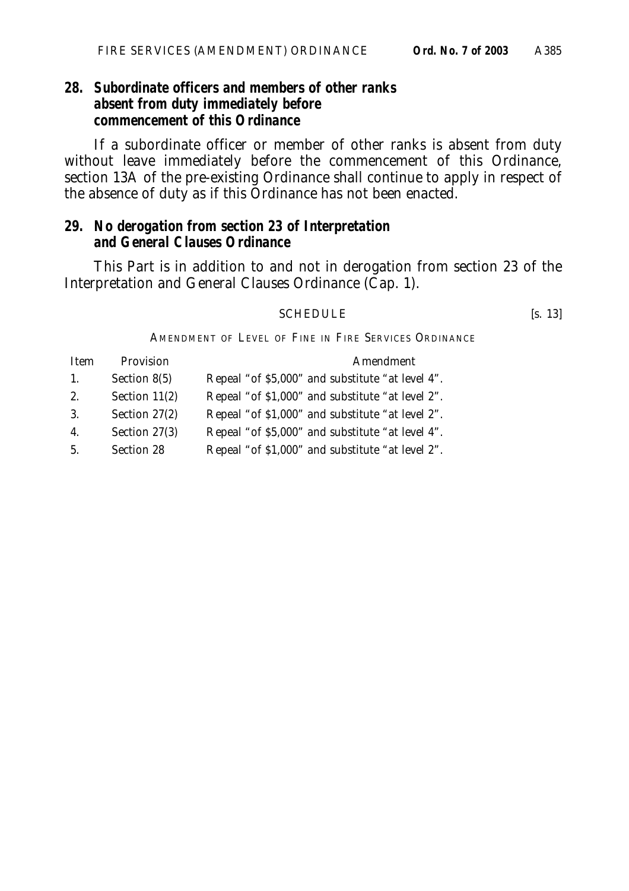**28. Subordinate officers and members of other ranks absent from duty immediately before commencement of this Ordinance**

If a subordinate officer or member of other ranks is absent from duty without leave immediately before the commencement of this Ordinance, section 13A of the pre-existing Ordinance shall continue to apply in respect of the absence of duty as if this Ordinance has not been enacted.

**29. No derogation from section 23 of Interpretation and General Clauses Ordinance**

This Part is in addition to and not in derogation from section 23 of the Interpretation and General Clauses Ordinance (Cap. 1).

SCHEDULE [s. 13]

AMENDMENT OF LEVEL OF FINE IN FIRE SERVICES ORDINANCE

| Item | Provision | Amendment |
|---|---|---|
| 1. | Section 8(5) | Repeal "of $5,000" and substitute "at level 4". |
| 2. | Section 11(2) | Repeal "of $1,000" and substitute "at level 2". |
| 3. | Section 27(2) | Repeal "of $1,000" and substitute "at level 2". |
| 4. | Section 27(3) | Repeal "of $5,000" and substitute "at level 4". |
| 5. | Section 28 | Repeal "of $1,000" and substitute "at level 2". |